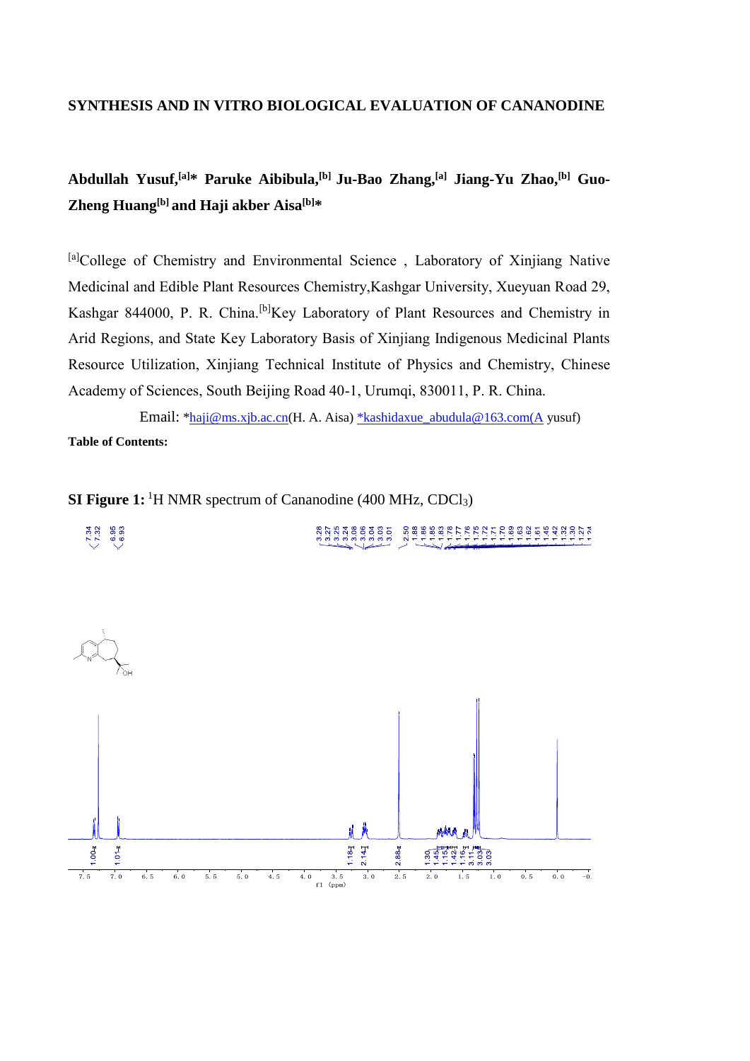**SYNTHESIS AND IN VITRO BIOLOGICAL EVALUATION OF CANANODINE**

**Abdullah Yusuf,[a]* Paruke Aibibula,[b] Ju-Bao Zhang,[a] Jiang-Yu Zhao,[b] Guo-Zheng Huang[b] and Haji akber Aisa[b]***

[a]College of Chemistry and Environmental Science , Laboratory of Xinjiang Native Medicinal and Edible Plant Resources Chemistry,Kashgar University, Xueyuan Road 29, Kashgar 844000, P. R. China.[b]Key Laboratory of Plant Resources and Chemistry in Arid Regions, and State Key Laboratory Basis of Xinjiang Indigenous Medicinal Plants Resource Utilization, Xinjiang Technical Institute of Physics and Chemistry, Chinese Academy of Sciences, South Beijing Road 40-1, Urumqi, 830011, P. R. China.

Email: *haji@ms.xjb.ac.cn(H. A. Aisa) *kashidaxue_abudula@163.com(A yusuf)

**Table of Contents:**

**SI Figure 1:** $^1$H NMR spectrum of Cananodine (400 MHz, $CDCl_3$)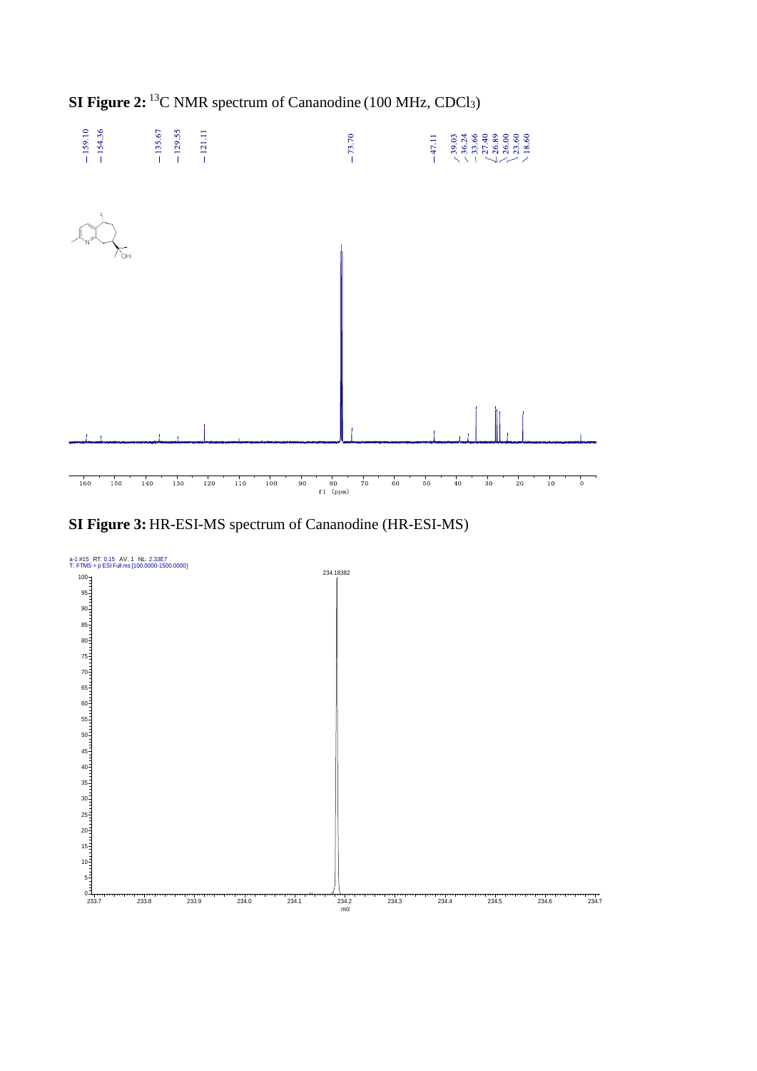**SI Figure 2:** $^{13}$C NMR spectrum of Cananodine (100 MHz, $CDCl_3$)

**SI Figure 3:** HR-ESI-MS spectrum of Cananodine (HR-ESI-MS)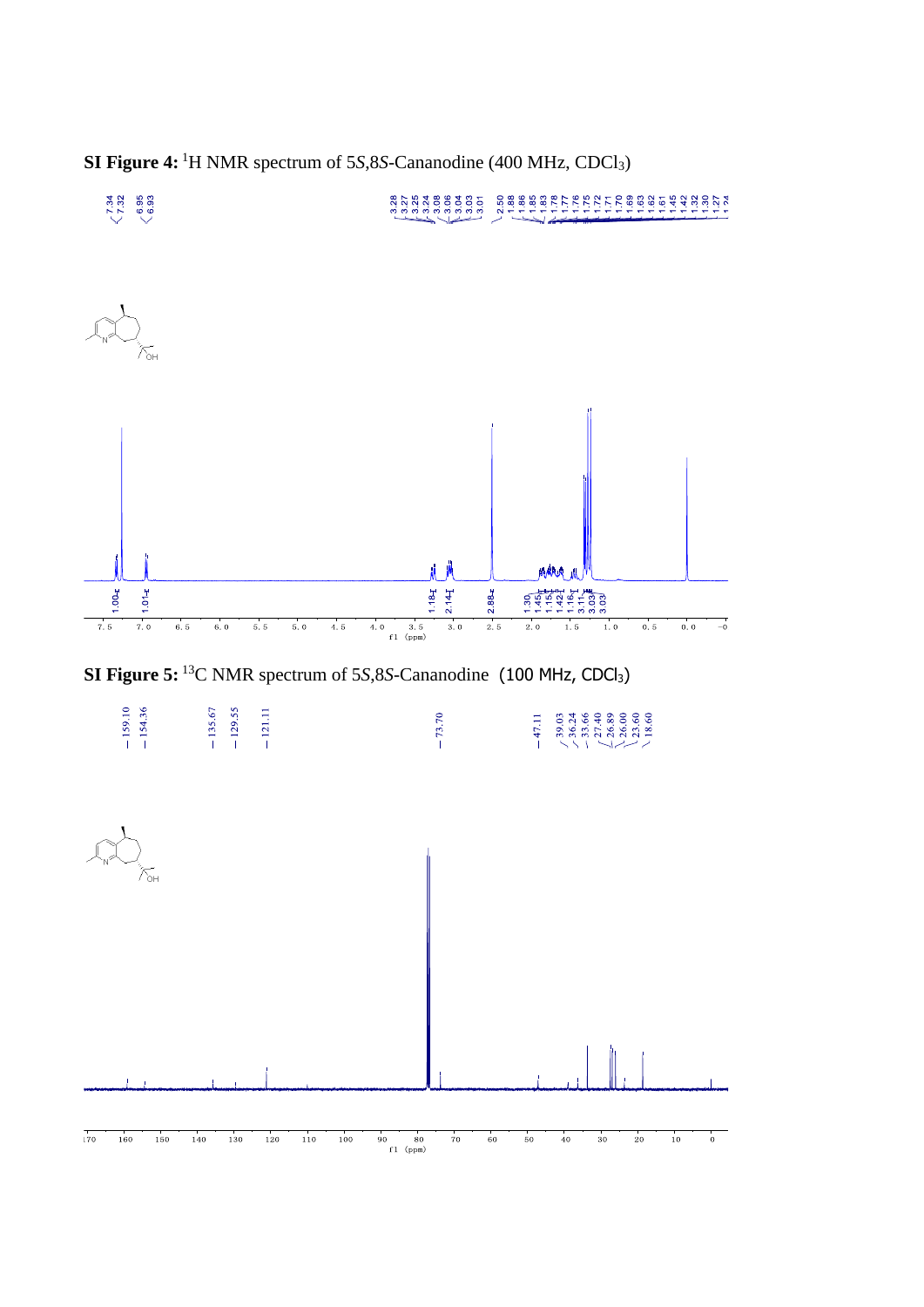**SI Figure 4:** $^1$H NMR spectrum of 5*S*,8*S*-Canandodine (400 MHz, $CDCl_3$)

**SI Figure 5:** $^{13}$C NMR spectrum of 5*S*,8*S*-Canandodine (100 MHz, $CDCl_3$)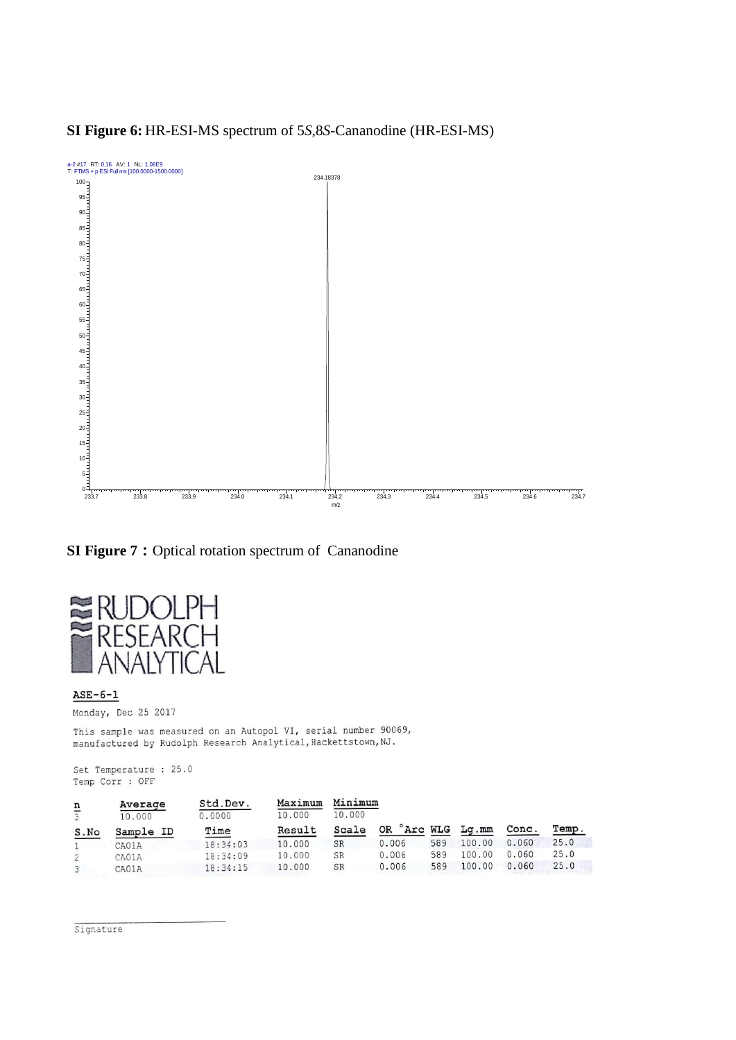**SI Figure 6:** HR-ESI-MS spectrum of 5*S*,8*S*-Cananodine (HR-ESI-MS)

a-2 #17 RT: 0.16 AV: 1 NL: 1.08E9
T: FTMS + p ESI Full ms [100.0000-1500.0000]

234.18378

**SI Figure 7：**Optical rotation spectrum of Cananodine

RUDOLPH RESEARCH ANALYTICAL

ASE-6-1

Monday, Dec 25 2017

This sample was measured on an Autopol VI, serial number 90069, manufactured by Rudolph Research Analytical, Hackettstown, NJ.

Set Temperature : 25.0
Temp Corr : OFF

| n | Average | Std.Dev. | Maximum | Minimum |
|---|---|---|---|---|
| 3 | 10.000 | 0.0000 | 10.000 | 10.000 |

| S.No | Sample ID | Time | Result | Scale | OR °Arc | WLG | Lg.mm | Conc. | Temp. |
|---|---|---|---|---|---|---|---|---|---|
| 1 | CA01A | 18:34:03 | 10.000 | SR | 0.006 | 589 | 100.00 | 0.060 | 25.0 |
| 2 | CA01A | 18:34:09 | 10.000 | SR | 0.006 | 589 | 100.00 | 0.060 | 25.0 |
| 3 | CA01A | 18:34:15 | 10.000 | SR | 0.006 | 589 | 100.00 | 0.060 | 25.0 |

Signature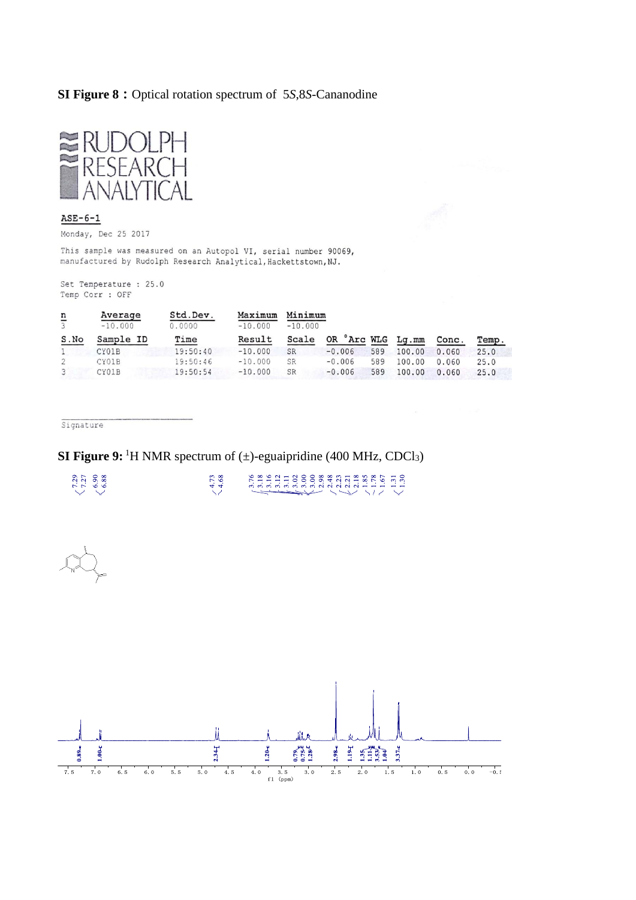**SI Figure 8：**Optical rotation spectrum of 5*S*,8*S*-Canannodine

RUDOLPH RESEARCH ANALYTICAL

ASE-6-1

Monday, Dec 25 2017

This sample was measured on an Autopol VI, serial number 90069, manufactured by Rudolph Research Analytical, Hackettstown, NJ.

Set Temperature : 25.0
Temp Corr : OFF

| n | Average | Std.Dev. | Maximum | Minimum |
|---|---|---|---|---|
| 3 | -10.000 | 0.0000 | -10.000 | -10.000 |

| S.No | Sample ID | Time | Result | Scale | OR °Arc | WLG | Lg.mm | Conc. | Temp. |
|---|---|---|---|---|---|---|---|---|---|
| 1 | CY01B | 19:50:40 | -10.000 | SR | -0.006 | 589 | 100.00 | 0.060 | 25.0 |
| 2 | CY01B | 19:50:46 | -10.000 | SR | -0.006 | 589 | 100.00 | 0.060 | 25.0 |
| 3 | CY01B | 19:50:54 | -10.000 | SR | -0.006 | 589 | 100.00 | 0.060 | 25.0 |

Signature

**SI Figure 9:** $^{1}$H NMR spectrum of (±)-eguaipridine (400 MHz, $CDCl_3$)

7.29 7.27 6.90 6.88 4.73 4.68 3.76 3.18 3.16 3.12 3.11 3.02 3.00 3.00 2.98 2.48 2.23 2.21 2.18 1.85 1.78 1.67 1.31 1.30

0.89 1.00 2.34 1.20 0.79 0.75 1.28 2.98 1.19 1.35 1.11 3.53 1.04 3.37

7.5 7.0 6.5 6.0 5.5 5.0 4.5 4.0 3.5 3.0 2.5 2.0 1.5 1.0 0.5 0.0 -0.5
f1 (ppm)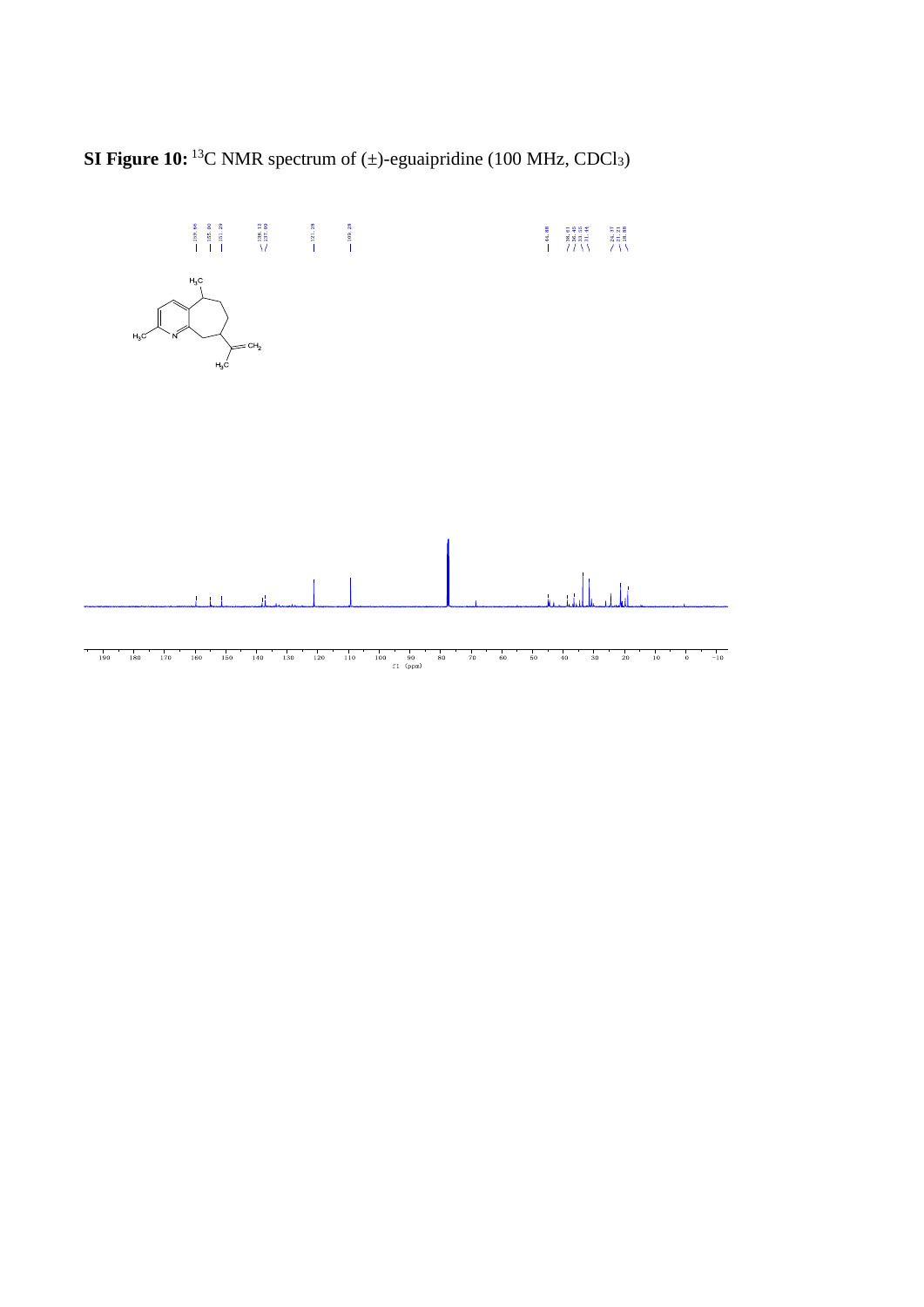**SI Figure 10:** $^{13}C$ NMR spectrum of (±)-eguaipridine (100 MHz, $CDCl_3$)

159.66
155.00
151.29
138.12
137.09
121.28
109.28
44.88
38.61
36.45
33.55
31.44
24.37
21.21
18.88

$H_3C$
$H_3C$
N
$CH_2$
$H_3C$

190 180 170 160 150 140 130 120 110 100 90 80 70 60 50 40 30 20 10 0 −10
f1 (ppm)